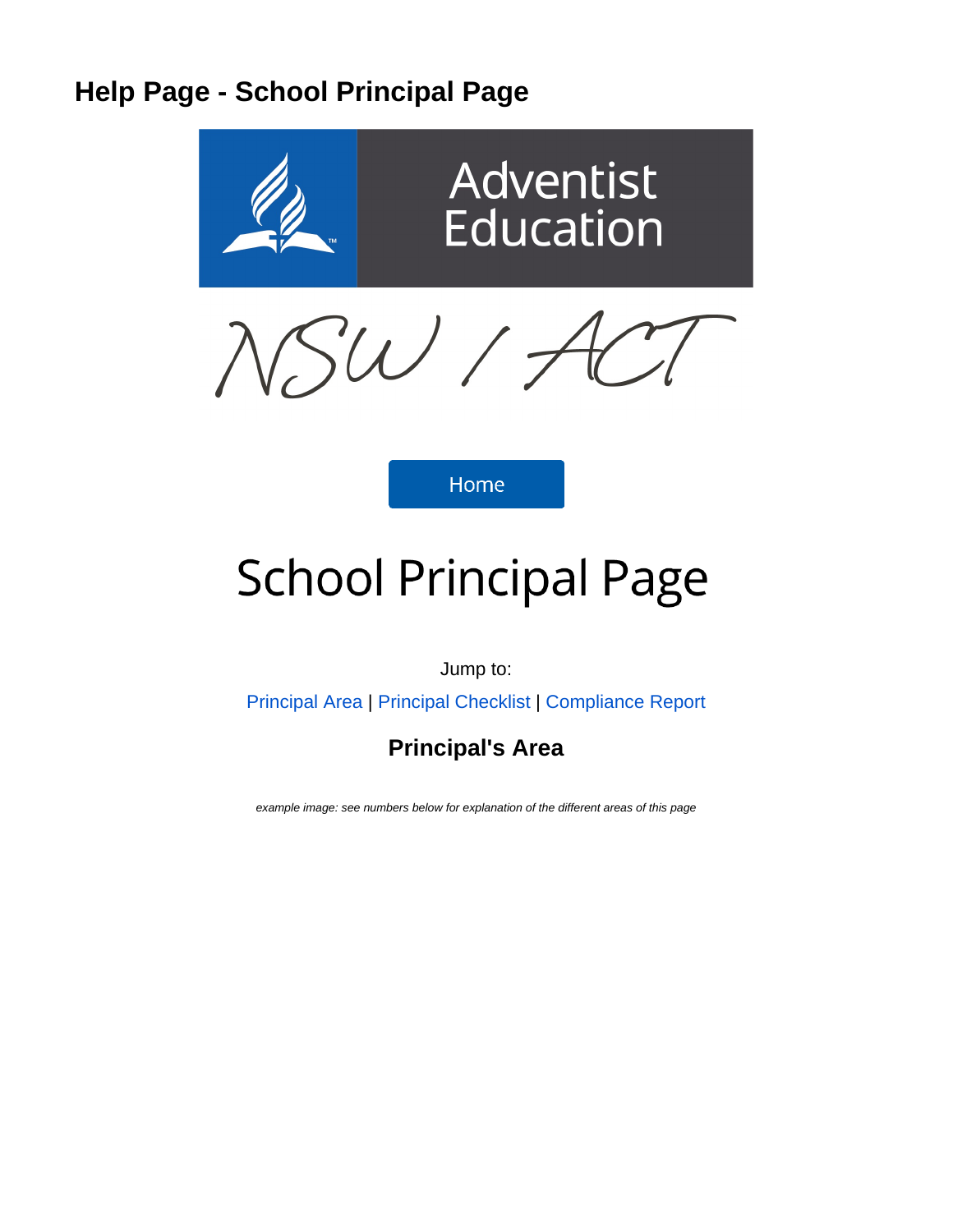# Help Page - School Principal Page

Adventist Education

NSW / ACT

Home

## School Principal Page

Jump to:

Principal Area | Principal Checklist | Compliance Report

### Principal's Area

*example image: see numbers below for explanation of the different areas of this page*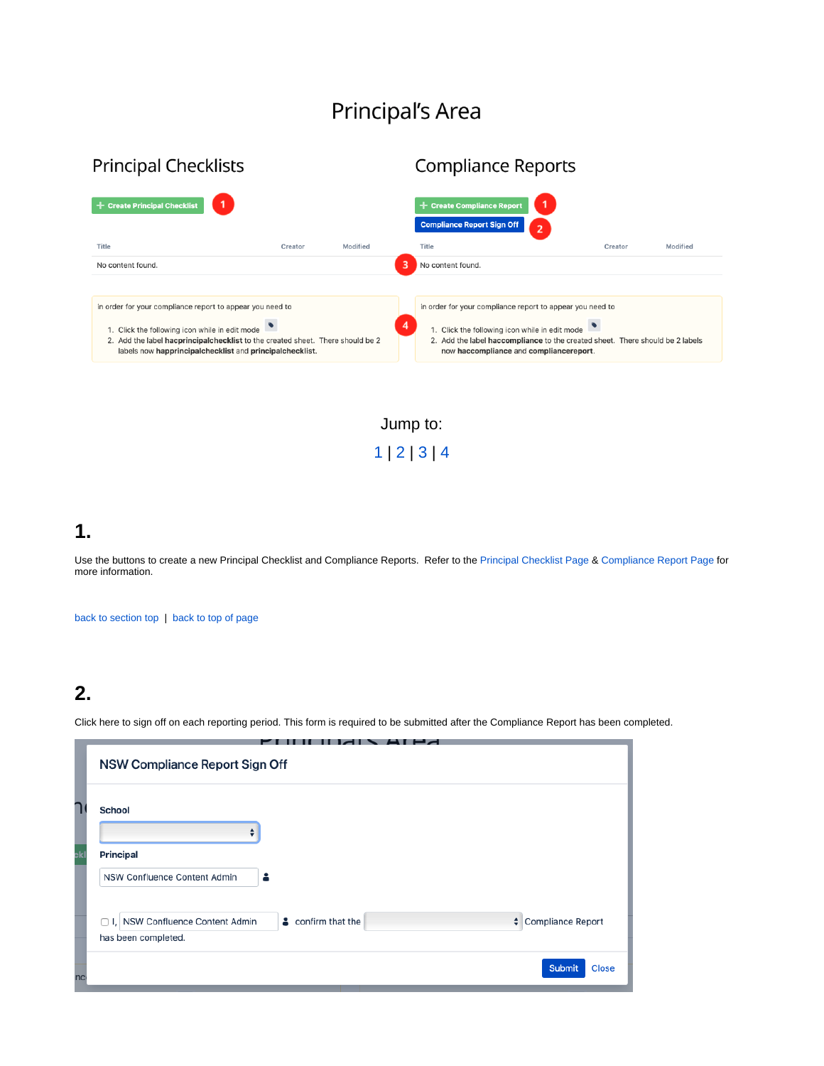Principal's Area

Principal Checklists

+ Create Principal Checklist (1)

| Title | Creator | Modified |
|---|---|---|
| No content found. | | |

In order for your compliance report to appear you need to

1. Click the following icon while in edit mode
2. Add the label **hacprincipalchecklist** to the created sheet. There should be 2 labels now **happrincipalchecklist** and **principalchecklist**.

Compliance Reports

+ Create Compliance Report (1)

Compliance Report Sign Off (2)

| Title | Creator | Modified |
|---|---|---|
| No content found. | | |

In order for your compliance report to appear you need to

1. Click the following icon while in edit mode
2. Add the label **haccompliance** to the created sheet. There should be 2 labels now **haccompliance** and **compliancereport**.

Jump to:

1 | 2 | 3 | 4

## 1.

Use the buttons to create a new Principal Checklist and Compliance Reports. Refer to the Principal Checklist Page & Compliance Report Page for more information.

back to section top | back to top of page

## 2.

Click here to sign off on each reporting period. This form is required to be submitted after the Compliance Report has been completed.

NSW Compliance Report Sign Off

School

Principal

NSW Confluence Content Admin

☐ I, NSW Confluence Content Admin confirm that the Compliance Report has been completed.

Submit Close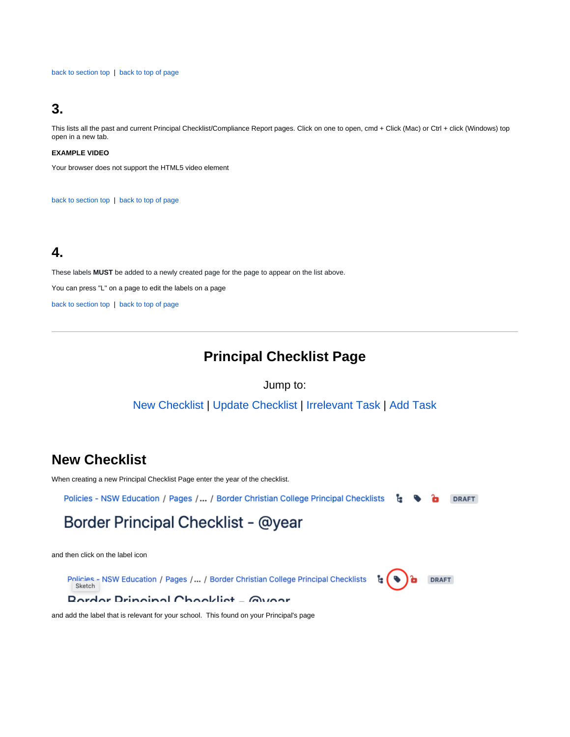back to section top | back to top of page

## 3.

This lists all the past and current Principal Checklist/Compliance Report pages. Click on one to open, cmd + Click (Mac) or Ctrl + click (Windows) top open in a new tab.

**EXAMPLE VIDEO**

Your browser does not support the HTML5 video element

back to section top | back to top of page

## 4.

These labels **MUST** be added to a newly created page for the page to appear on the list above.

You can press "L" on a page to edit the labels on a page

back to section top | back to top of page

---

# Principal Checklist Page

Jump to:

New Checklist | Update Checklist | Irrelevant Task | Add Task

## New Checklist

When creating a new Principal Checklist Page enter the year of the checklist.

Policies - NSW Education / Pages /... / Border Christian College Principal Checklists DRAFT

Border Principal Checklist - @year

and then click on the label icon

Policies - NSW Education / Pages /... / Border Christian College Principal Checklists DRAFT

Sketch

Border Principal Checklist - @year

and add the label that is relevant for your school. This found on your Principal's page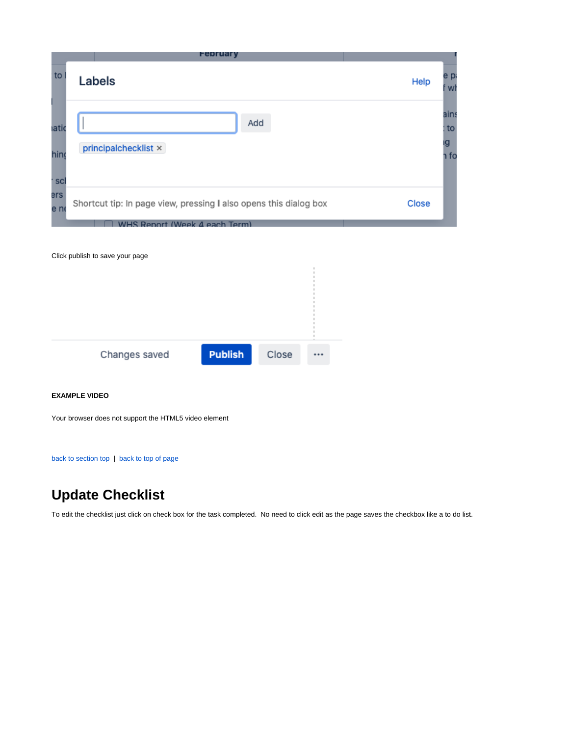Click publish to save your page

**EXAMPLE VIDEO**

Your browser does not support the HTML5 video element

back to section top | back to top of page

# Update Checklist

To edit the checklist just click on check box for the task completed. No need to click edit as the page saves the checkbox like a to do list.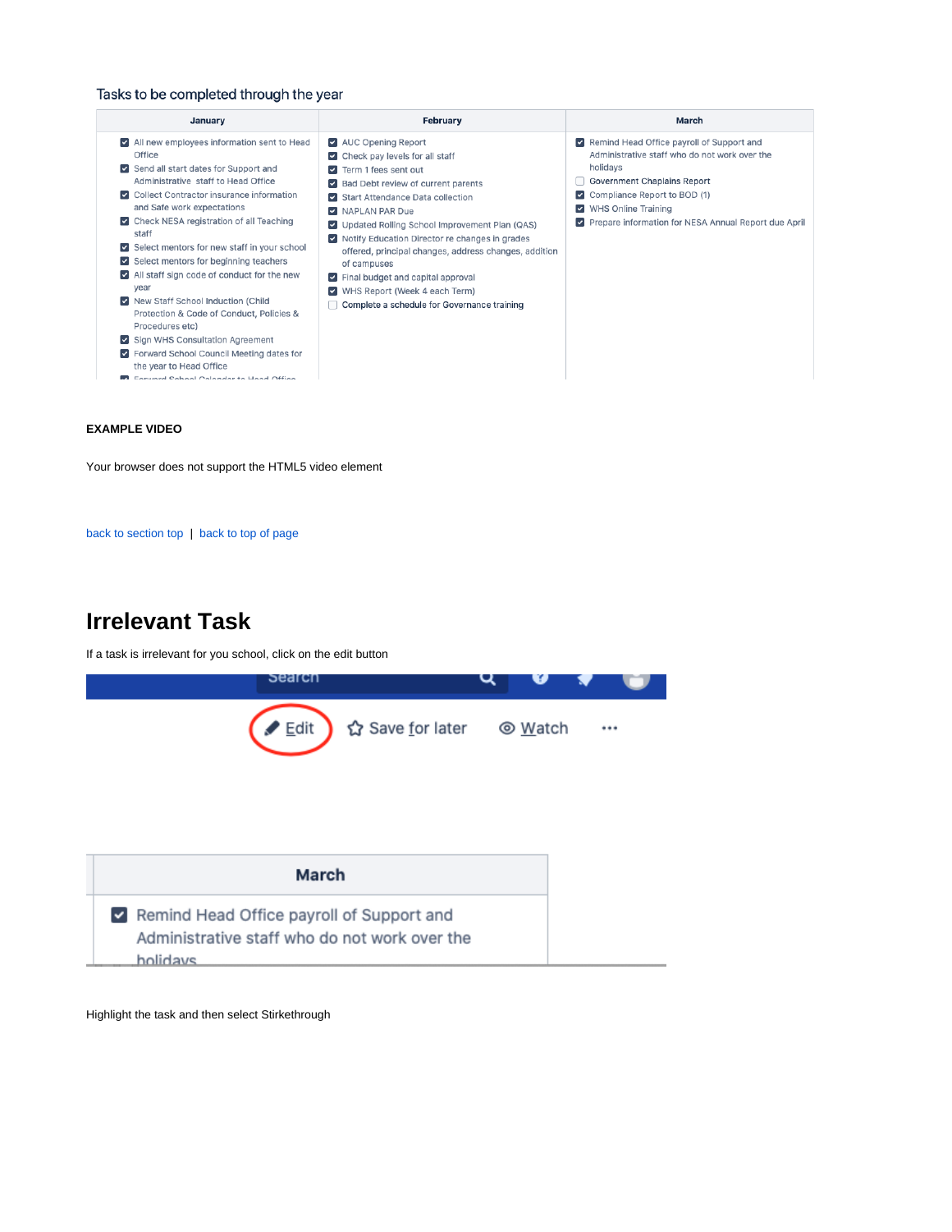Tasks to be completed through the year

| January | February | March |
|---|---|---|
| ☑ All new employees information sent to Head Office<br>☑ Send all start dates for Support and Administrative staff to Head Office<br>☑ Collect Contractor insurance information and Safe work expectations<br>☑ Check NESA registration of all Teaching staff<br>☑ Select mentors for new staff in your school<br>☑ Select mentors for beginning teachers<br>☑ All staff sign code of conduct for the new year<br>☑ New Staff School Induction (Child Protection & Code of Conduct, Policies & Procedures etc)<br>☑ Sign WHS Consultation Agreement<br>☑ Forward School Council Meeting dates for the year to Head Office<br>☑ Forward School Calendar to Head Office | ☑ AUC Opening Report<br>☑ Check pay levels for all staff<br>☑ Term 1 fees sent out<br>☑ Bad Debt review of current parents<br>☑ Start Attendance Data collection<br>☑ NAPLAN PAR Due<br>☑ Updated Rolling School Improvement Plan (QAS)<br>☑ Notify Education Director re changes in grades offered, principal changes, address changes, addition of campuses<br>☑ Final budget and capital approval<br>☑ WHS Report (Week 4 each Term)<br>☐ Complete a schedule for Governance training | ☑ Remind Head Office payroll of Support and Administrative staff who do not work over the holidays<br>☐ Government Chaplains Report<br>☑ Compliance Report to BOD (1)<br>☑ WHS Online Training<br>☑ Prepare information for NESA Annual Report due April |

**EXAMPLE VIDEO**

Your browser does not support the HTML5 video element

back to section top | back to top of page

# Irrelevant Task

If a task is irrelevant for you school, click on the edit button

Search

Edit   Save for later   Watch   •••

| March |
|---|
| ☑ Remind Head Office payroll of Support and Administrative staff who do not work over the holidays |

Highlight the task and then select Stirkethrough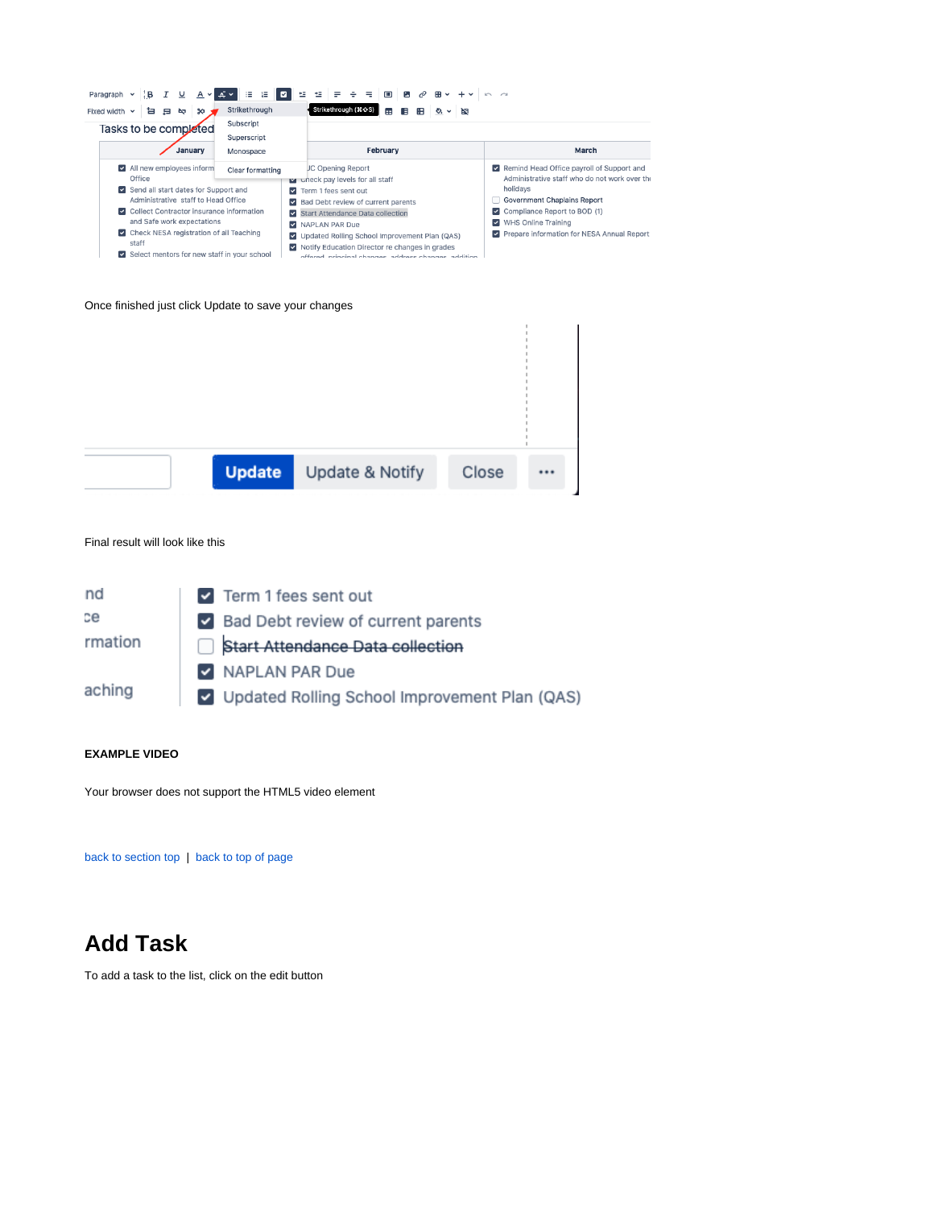Once finished just click Update to save your changes

Final result will look like this

**EXAMPLE VIDEO**

Your browser does not support the HTML5 video element

back to section top | back to top of page

# Add Task

To add a task to the list, click on the edit button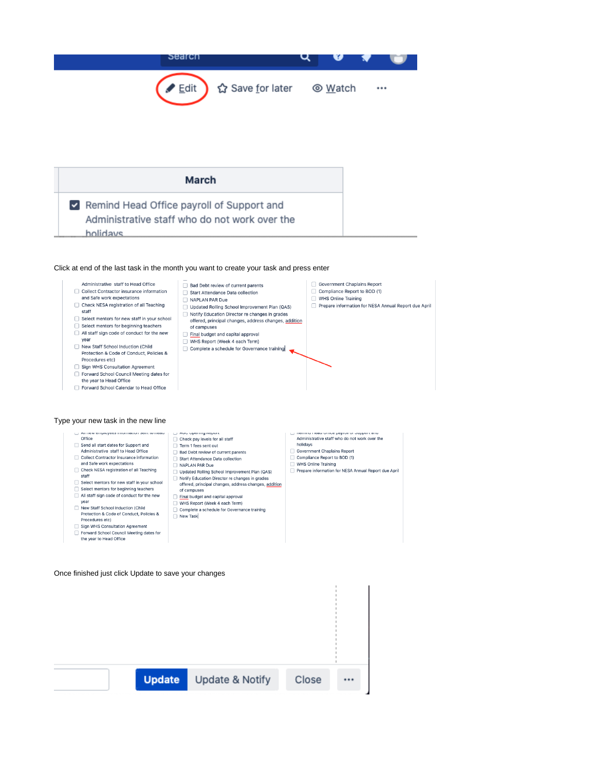Click at end of the last task in the month you want to create your task and press enter

Type your new task in the new line

Once finished just click Update to save your changes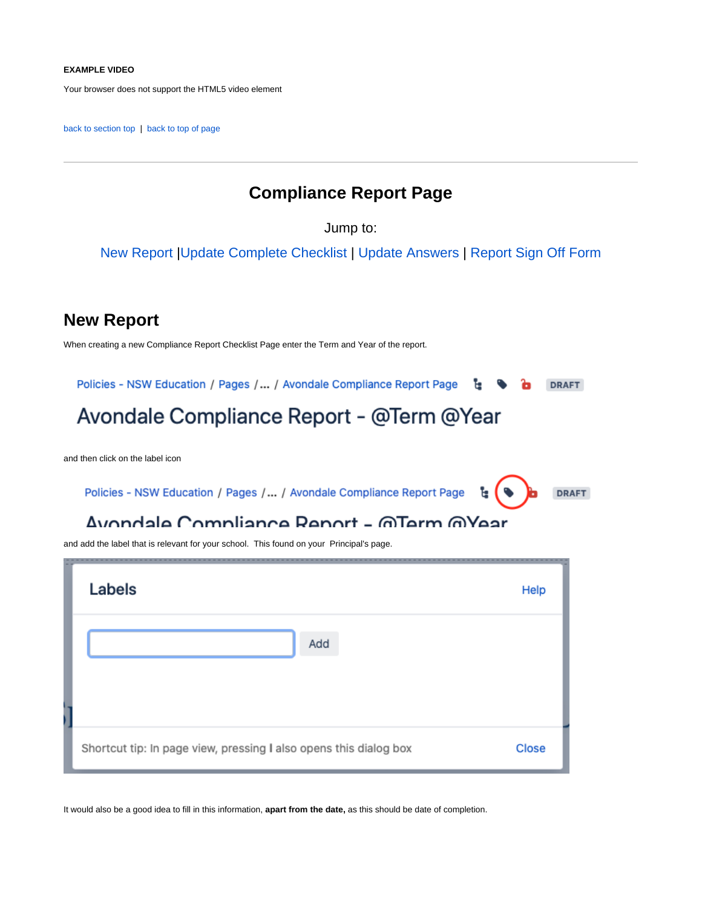**EXAMPLE VIDEO**

Your browser does not support the HTML5 video element

back to section top | back to top of page

---

## Compliance Report Page

Jump to:

New Report |Update Complete Checklist | Update Answers | Report Sign Off Form

## New Report

When creating a new Compliance Report Checklist Page enter the Term and Year of the report.

Policies - NSW Education / Pages /... / Avondale Compliance Report Page DRAFT

Avondale Compliance Report - @Term @Year

and then click on the label icon

Policies - NSW Education / Pages /... / Avondale Compliance Report Page DRAFT

Avondale Compliance Report - @Term @Year

and add the label that is relevant for your school. This found on your Principal's page.

Labels Help

Add

Shortcut tip: In page view, pressing l also opens this dialog box Close

It would also be a good idea to fill in this information, **apart from the date,** as this should be date of completion.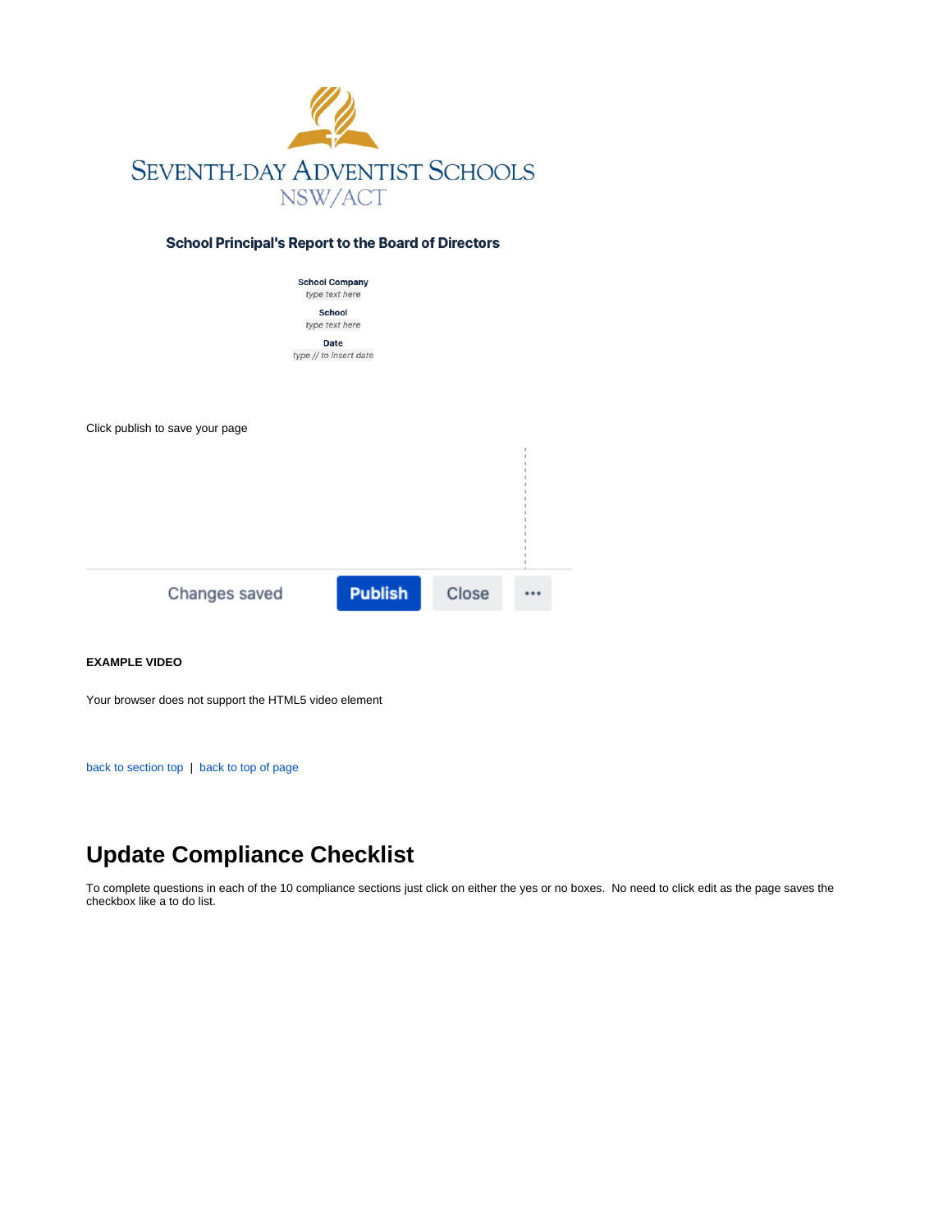SEVENTH-DAY ADVENTIST SCHOOLS
NSW/ACT

**School Principal's Report to the Board of Directors**

**School Company**
*type text here*

**School**
*type text here*

**Date**
*type // to insert date*

Click publish to save your page

Changes saved | Publish | Close | ...

**EXAMPLE VIDEO**

Your browser does not support the HTML5 video element

back to section top | back to top of page

# Update Compliance Checklist

To complete questions in each of the 10 compliance sections just click on either the yes or no boxes. No need to click edit as the page saves the checkbox like a to do list.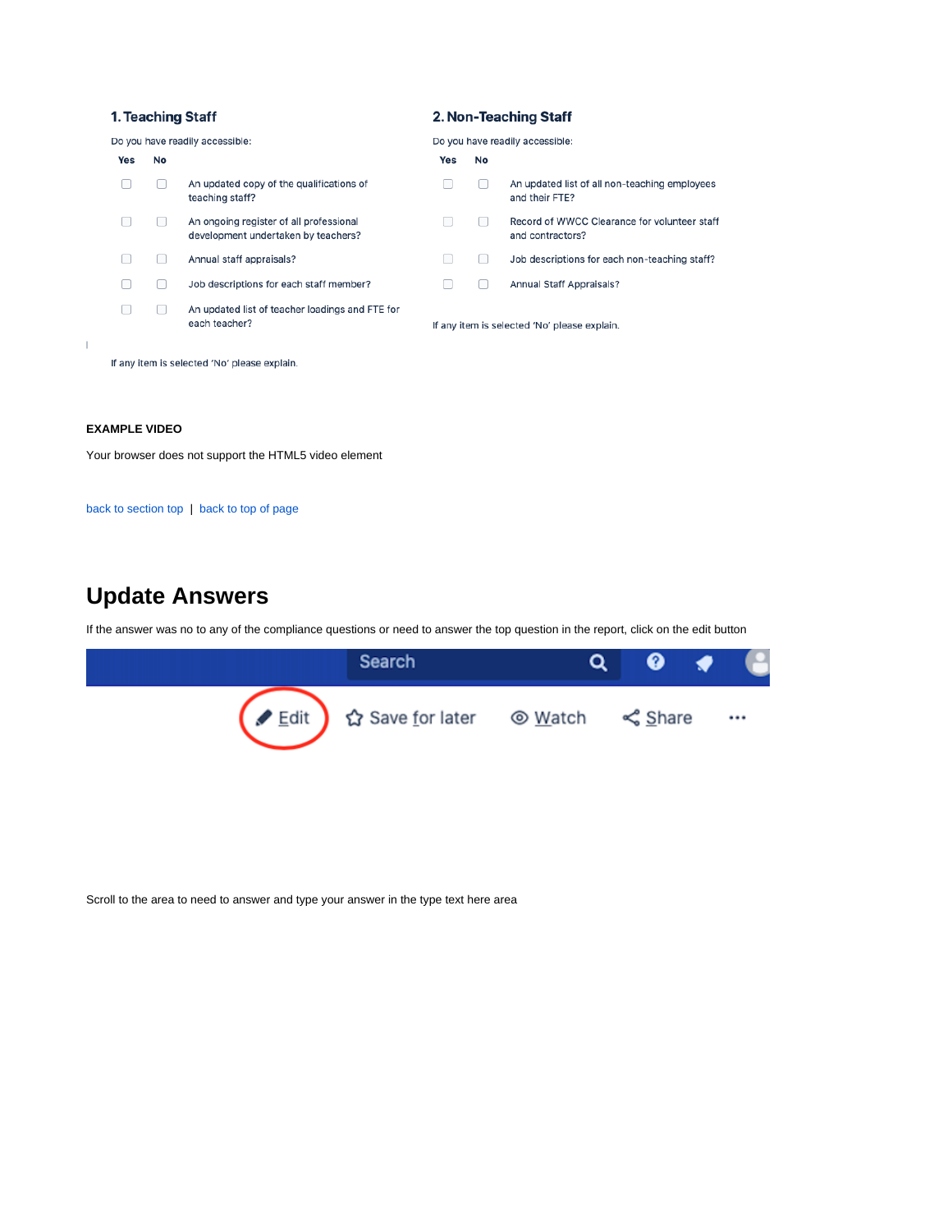### 1. Teaching Staff

Do you have readily accessible:

| Yes | No | |
|---|---|---|
| ☐ | ☐ | An updated copy of the qualifications of teaching staff? |
| ☐ | ☐ | An ongoing register of all professional development undertaken by teachers? |
| ☐ | ☐ | Annual staff appraisals? |
| ☐ | ☐ | Job descriptions for each staff member? |
| ☐ | ☐ | An updated list of teacher loadings and FTE for each teacher? |

If any item is selected 'No' please explain.

### 2. Non-Teaching Staff

Do you have readily accessible:

| Yes | No | |
|---|---|---|
| ☐ | ☐ | An updated list of all non-teaching employees and their FTE? |
| ☐ | ☐ | Record of WWCC Clearance for volunteer staff and contractors? |
| ☐ | ☐ | Job descriptions for each non-teaching staff? |
| ☐ | ☐ | Annual Staff Appraisals? |

If any item is selected 'No' please explain.

**EXAMPLE VIDEO**

Your browser does not support the HTML5 video element

back to section top | back to top of page

# Update Answers

If the answer was no to any of the compliance questions or need to answer the top question in the report, click on the edit button

Search

Edit   Save for later   Watch   Share   ...

Scroll to the area to need to answer and type your answer in the type text here area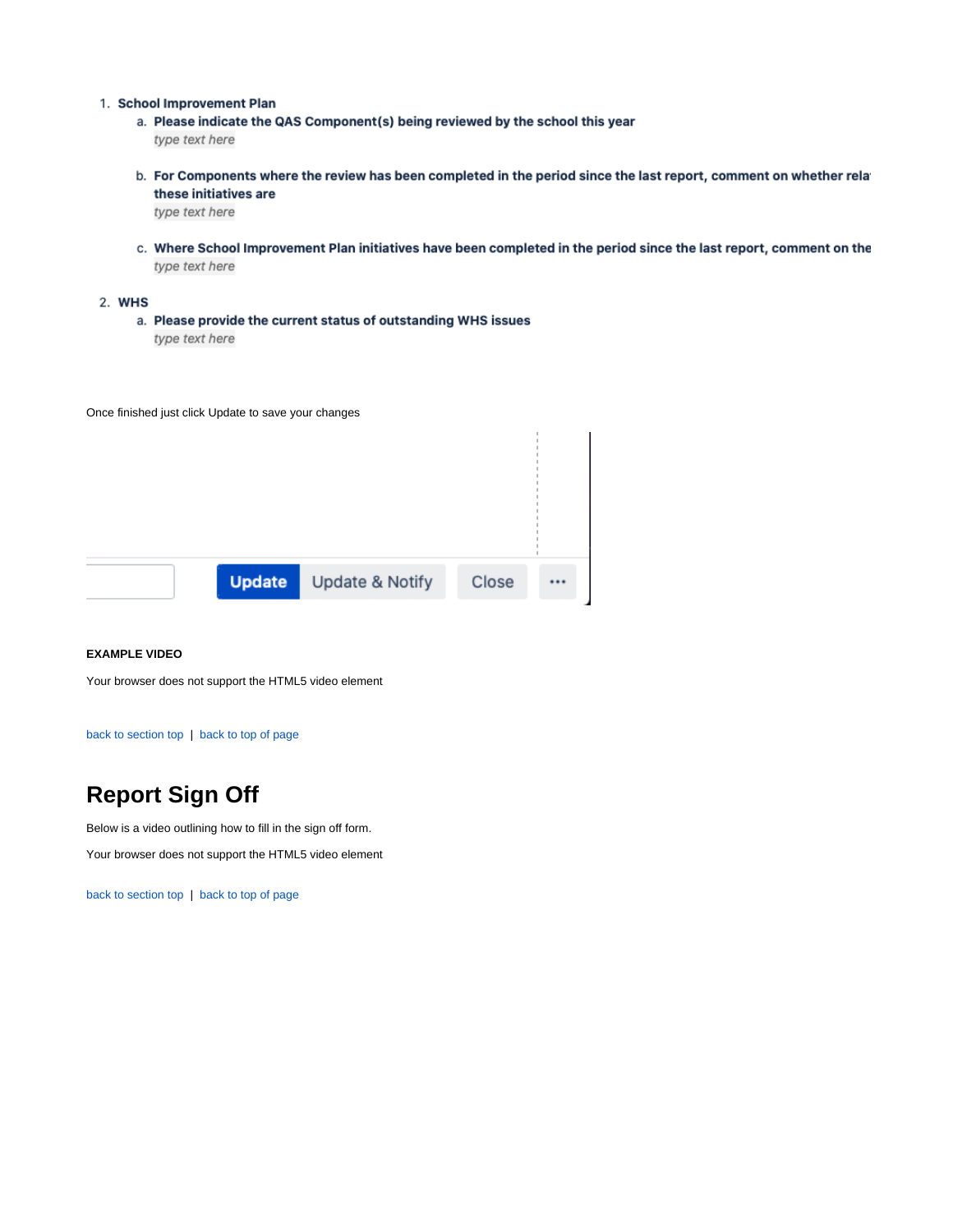1. **School Improvement Plan**
   a. **Please indicate the QAS Component(s) being reviewed by the school this year**
      *type text here*

   b. **For Components where the review has been completed in the period since the last report, comment on whether rela these initiatives are**
      *type text here*

   c. **Where School Improvement Plan initiatives have been completed in the period since the last report, comment on the**
      *type text here*

2. **WHS**
   a. **Please provide the current status of outstanding WHS issues**
      *type text here*

Once finished just click Update to save your changes

Update | Update & Notify | Close | ...

**EXAMPLE VIDEO**

Your browser does not support the HTML5 video element

back to section top | back to top of page

# Report Sign Off

Below is a video outlining how to fill in the sign off form.

Your browser does not support the HTML5 video element

back to section top | back to top of page